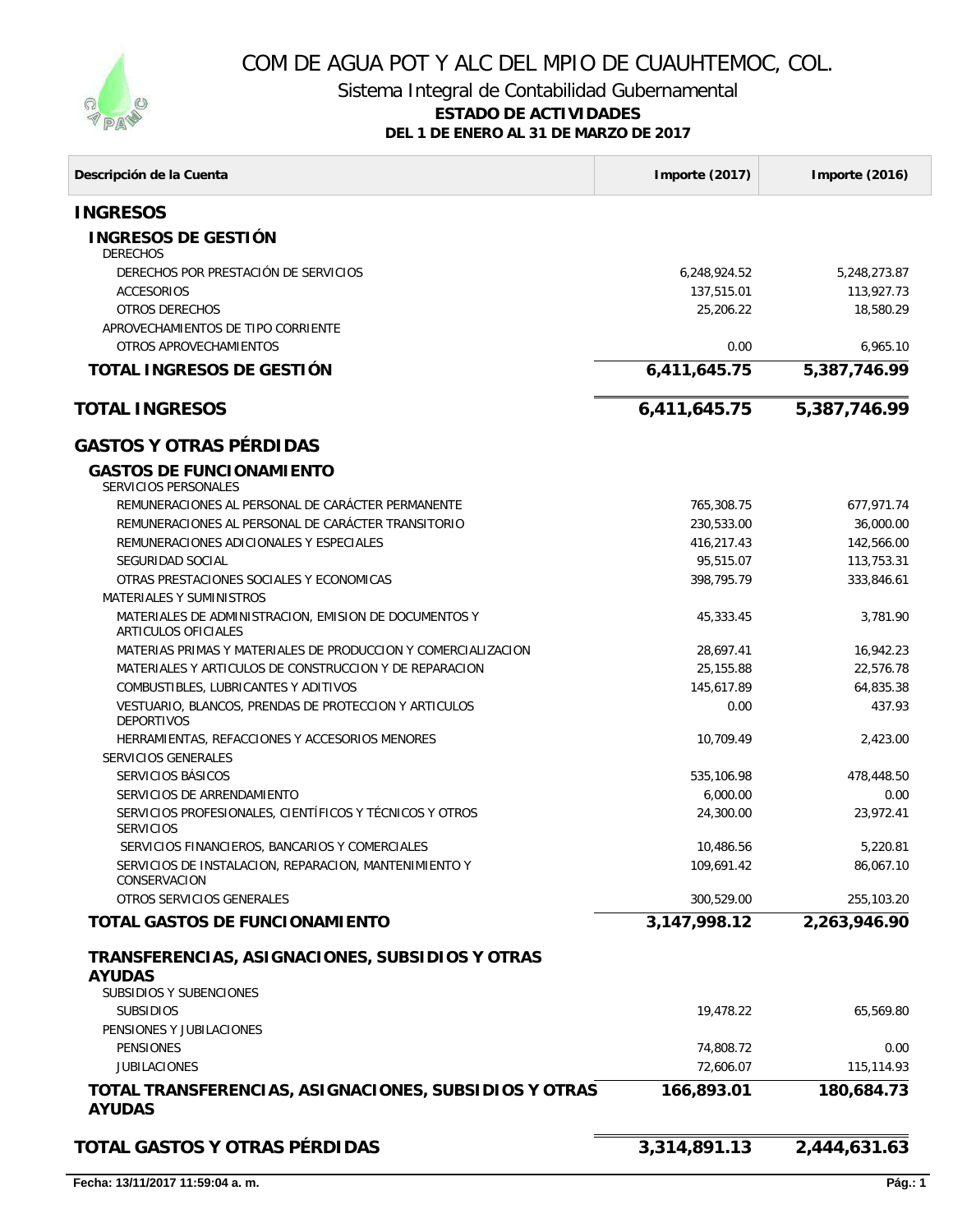# COM DE AGUA POT Y ALC DEL MPIO DE CUAUHTEMOC, COL.

## Sistema Integral de Contabilidad Gubernamental

**ESTADO DE ACTIVIDADES**

**DEL 1 DE ENERO AL 31 DE MARZO DE 2017**

| Descripción de la Cuenta | Importe (2017) | Importe (2016) |
|---|---|---|
| **INGRESOS** | | |
| **INGRESOS DE GESTIÓN** | | |
| DERECHOS | | |
| DERECHOS POR PRESTACIÓN DE SERVICIOS | 6,248,924.52 | 5,248,273.87 |
| ACCESORIOS | 137,515.01 | 113,927.73 |
| OTROS DERECHOS | 25,206.22 | 18,580.29 |
| APROVECHAMIENTOS DE TIPO CORRIENTE | | |
| OTROS APROVECHAMIENTOS | 0.00 | 6,965.10 |
| **TOTAL INGRESOS DE GESTIÓN** | **6,411,645.75** | **5,387,746.99** |
| **TOTAL INGRESOS** | **6,411,645.75** | **5,387,746.99** |
| **GASTOS Y OTRAS PÉRDIDAS** | | |
| **GASTOS DE FUNCIONAMIENTO** | | |
| SERVICIOS PERSONALES | | |
| REMUNERACIONES AL PERSONAL DE CARÁCTER PERMANENTE | 765,308.75 | 677,971.74 |
| REMUNERACIONES AL PERSONAL DE CARÁCTER TRANSITORIO | 230,533.00 | 36,000.00 |
| REMUNERACIONES ADICIONALES Y ESPECIALES | 416,217.43 | 142,566.00 |
| SEGURIDAD SOCIAL | 95,515.07 | 113,753.31 |
| OTRAS PRESTACIONES SOCIALES Y ECONOMICAS | 398,795.79 | 333,846.61 |
| MATERIALES Y SUMINISTROS | | |
| MATERIALES DE ADMINISTRACION, EMISION DE DOCUMENTOS Y ARTICULOS OFICIALES | 45,333.45 | 3,781.90 |
| MATERIAS PRIMAS Y MATERIALES DE PRODUCCION Y COMERCIALIZACION | 28,697.41 | 16,942.23 |
| MATERIALES Y ARTICULOS DE CONSTRUCCION Y DE REPARACION | 25,155.88 | 22,576.78 |
| COMBUSTIBLES, LUBRICANTES Y ADITIVOS | 145,617.89 | 64,835.38 |
| VESTUARIO, BLANCOS, PRENDAS DE PROTECCION Y ARTICULOS DEPORTIVOS | 0.00 | 437.93 |
| HERRAMIENTAS, REFACCIONES Y ACCESORIOS MENORES | 10,709.49 | 2,423.00 |
| SERVICIOS GENERALES | | |
| SERVICIOS BÁSICOS | 535,106.98 | 478,448.50 |
| SERVICIOS DE ARRENDAMIENTO | 6,000.00 | 0.00 |
| SERVICIOS PROFESIONALES, CIENTÍFICOS Y TÉCNICOS Y OTROS SERVICIOS | 24,300.00 | 23,972.41 |
| SERVICIOS FINANCIEROS, BANCARIOS Y COMERCIALES | 10,486.56 | 5,220.81 |
| SERVICIOS DE INSTALACION, REPARACION, MANTENIMIENTO Y CONSERVACION | 109,691.42 | 86,067.10 |
| OTROS SERVICIOS GENERALES | 300,529.00 | 255,103.20 |
| **TOTAL GASTOS DE FUNCIONAMIENTO** | **3,147,998.12** | **2,263,946.90** |
| **TRANSFERENCIAS, ASIGNACIONES, SUBSIDIOS Y OTRAS AYUDAS** | | |
| SUBSIDIOS Y SUBENCIONES | | |
| SUBSIDIOS | 19,478.22 | 65,569.80 |
| PENSIONES Y JUBILACIONES | | |
| PENSIONES | 74,808.72 | 0.00 |
| JUBILACIONES | 72,606.07 | 115,114.93 |
| **TOTAL TRANSFERENCIAS, ASIGNACIONES, SUBSIDIOS Y OTRAS AYUDAS** | **166,893.01** | **180,684.73** |
| **TOTAL GASTOS Y OTRAS PÉRDIDAS** | **3,314,891.13** | **2,444,631.63** |

**Fecha: 13/11/2017 11:59:04 a. m.**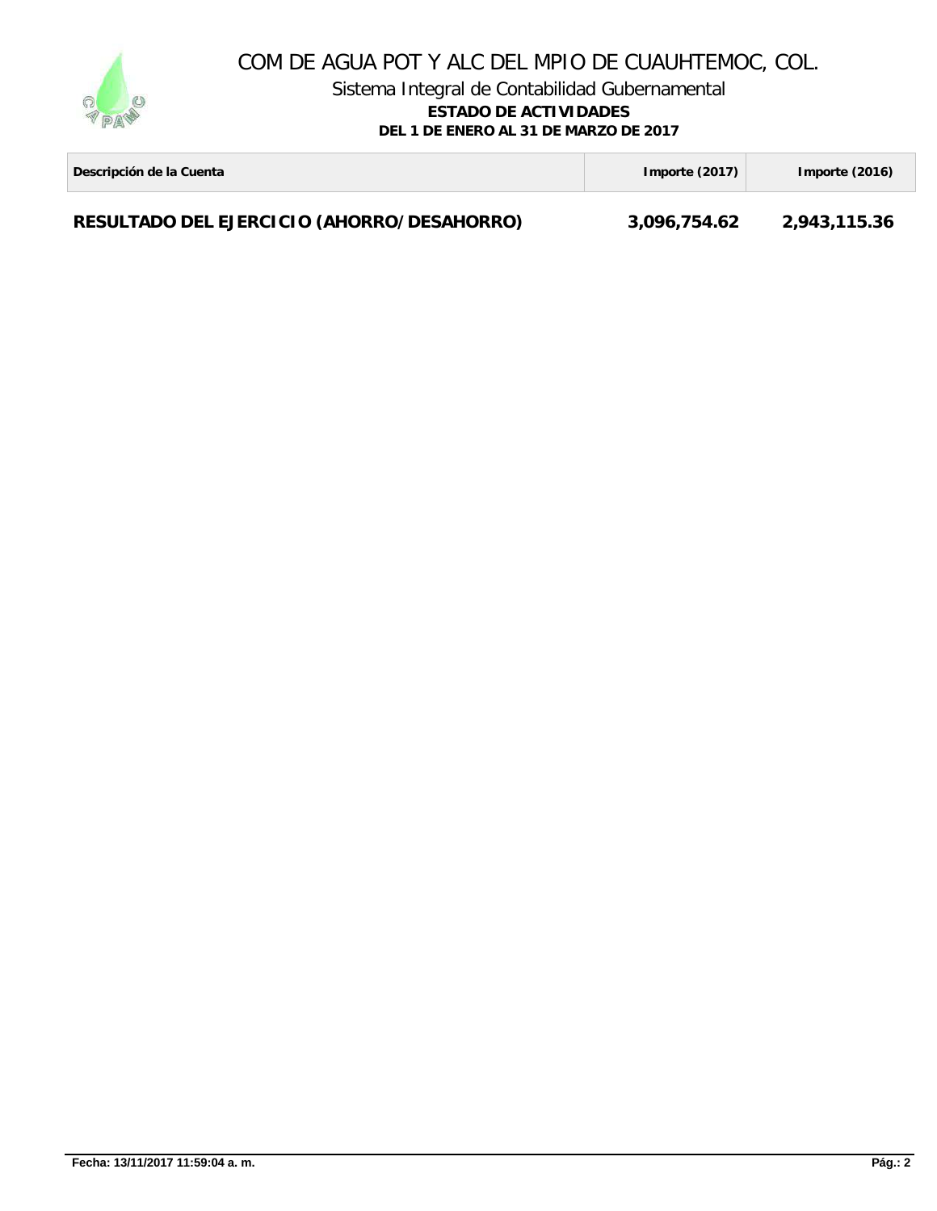# COM DE AGUA POT Y ALC DEL MPIO DE CUAUHTEMOC, COL.

Sistema Integral de Contabilidad Gubernamental

**ESTADO DE ACTIVIDADES**

**DEL 1 DE ENERO AL 31 DE MARZO DE 2017**

| Descripción de la Cuenta | Importe (2017) | Importe (2016) |
| --- | --- | --- |
| **RESULTADO DEL EJERCICIO (AHORRO/DESAHORRO)** | **3,096,754.62** | **2,943,115.36** |

**Fecha: 13/11/2017 11:59:04 a. m.**